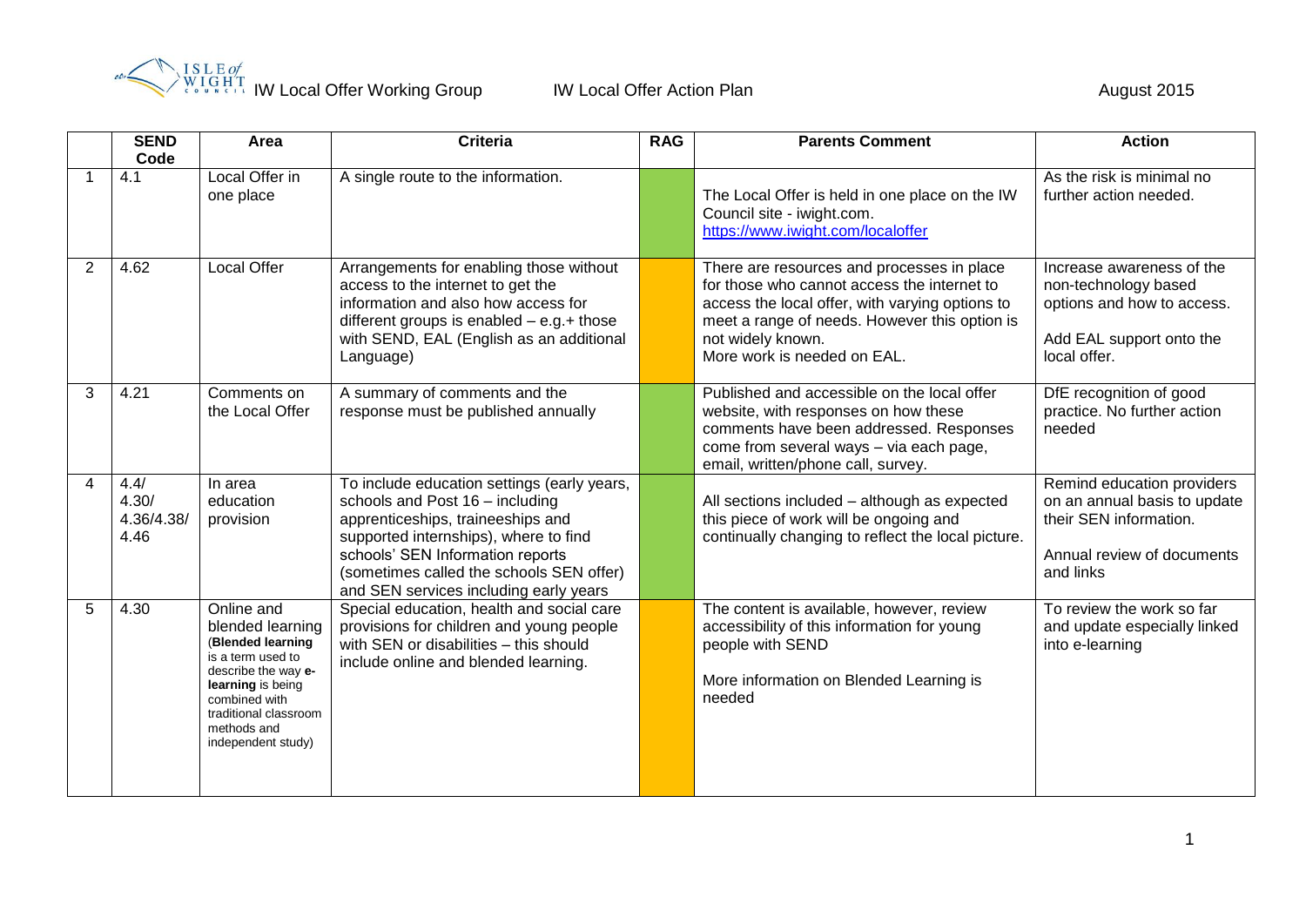IW Local Offer Working Group IW Local Offer Action Plan August 2015

| | SEND Code | Area | Criteria | RAG | Parents Comment | Action |
|---|---|---|---|---|---|---|
| 1 | 4.1 | Local Offer in one place | A single route to the information. | | The Local Offer is held in one place on the IW Council site - iwight.com. https://www.iwight.com/localoffer | As the risk is minimal no further action needed. |
| 2 | 4.62 | Local Offer | Arrangements for enabling those without access to the internet to get the information and also how access for different groups is enabled – e.g.+ those with SEND, EAL (English as an additional Language) | | There are resources and processes in place for those who cannot access the internet to access the local offer, with varying options to meet a range of needs. However this option is not widely known. More work is needed on EAL. | Increase awareness of the non-technology based options and how to access. Add EAL support onto the local offer. |
| 3 | 4.21 | Comments on the Local Offer | A summary of comments and the response must be published annually | | Published and accessible on the local offer website, with responses on how these comments have been addressed. Responses come from several ways – via each page, email, written/phone call, survey. | DfE recognition of good practice. No further action needed |
| 4 | 4.4/ 4.30/ 4.36/4.38/ 4.46 | In area education provision | To include education settings (early years, schools and Post 16 – including apprenticeships, traineeships and supported internships), where to find schools' SEN Information reports (sometimes called the schools SEN offer) and SEN services including early years | | All sections included – although as expected this piece of work will be ongoing and continually changing to reflect the local picture. | Remind education providers on an annual basis to update their SEN information. Annual review of documents and links |
| 5 | 4.30 | Online and blended learning (**Blended learning** is a term used to describe the way **e-learning** is being combined with traditional classroom methods and independent study) | Special education, health and social care provisions for children and young people with SEN or disabilities – this should include online and blended learning. | | The content is available, however, review accessibility of this information for young people with SEND More information on Blended Learning is needed | To review the work so far and update especially linked into e-learning |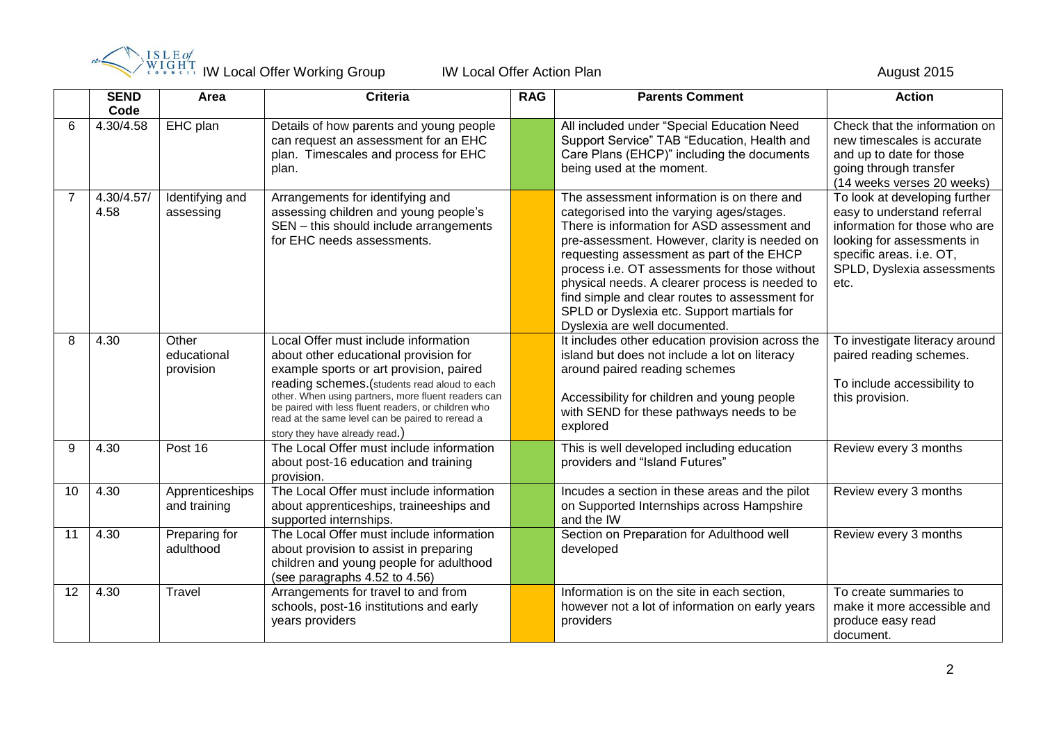| | SEND Code | Area | Criteria | RAG | Parents Comment | Action |
|---|---|---|---|---|---|---|
| 6 | 4.30/4.58 | EHC plan | Details of how parents and young people can request an assessment for an EHC plan. Timescales and process for EHC plan. | | All included under "Special Education Need Support Service" TAB "Education, Health and Care Plans (EHCP)" including the documents being used at the moment. | Check that the information on new timescales is accurate and up to date for those going through transfer (14 weeks verses 20 weeks) |
| 7 | 4.30/4.57/ 4.58 | Identifying and assessing | Arrangements for identifying and assessing children and young people's SEN – this should include arrangements for EHC needs assessments. | | The assessment information is on there and categorised into the varying ages/stages. There is information for ASD assessment and pre-assessment. However, clarity is needed on requesting assessment as part of the EHCP process i.e. OT assessments for those without physical needs. A clearer process is needed to find simple and clear routes to assessment for SPLD or Dyslexia etc. Support martials for Dyslexia are well documented. | To look at developing further easy to understand referral information for those who are looking for assessments in specific areas. i.e. OT, SPLD, Dyslexia assessments etc. |
| 8 | 4.30 | Other educational provision | Local Offer must include information about other educational provision for example sports or art provision, paired reading schemes.(students read aloud to each other. When using partners, more fluent readers can be paired with less fluent readers, or children who read at the same level can be paired to reread a story they have already read.) | | It includes other education provision across the island but does not include a lot on literacy around paired reading schemes<br><br>Accessibility for children and young people with SEND for these pathways needs to be explored | To investigate literacy around paired reading schemes.<br><br>To include accessibility to this provision. |
| 9 | 4.30 | Post 16 | The Local Offer must include information about post-16 education and training provision. | | This is well developed including education providers and "Island Futures" | Review every 3 months |
| 10 | 4.30 | Apprenticeships and training | The Local Offer must include information about apprenticeships, traineeships and supported internships. | | Incudes a section in these areas and the pilot on Supported Internships across Hampshire and the IW | Review every 3 months |
| 11 | 4.30 | Preparing for adulthood | The Local Offer must include information about provision to assist in preparing children and young people for adulthood (see paragraphs 4.52 to 4.56) | | Section on Preparation for Adulthood well developed | Review every 3 months |
| 12 | 4.30 | Travel | Arrangements for travel to and from schools, post-16 institutions and early years providers | | Information is on the site in each section, however not a lot of information on early years providers | To create summaries to make it more accessible and produce easy read document. |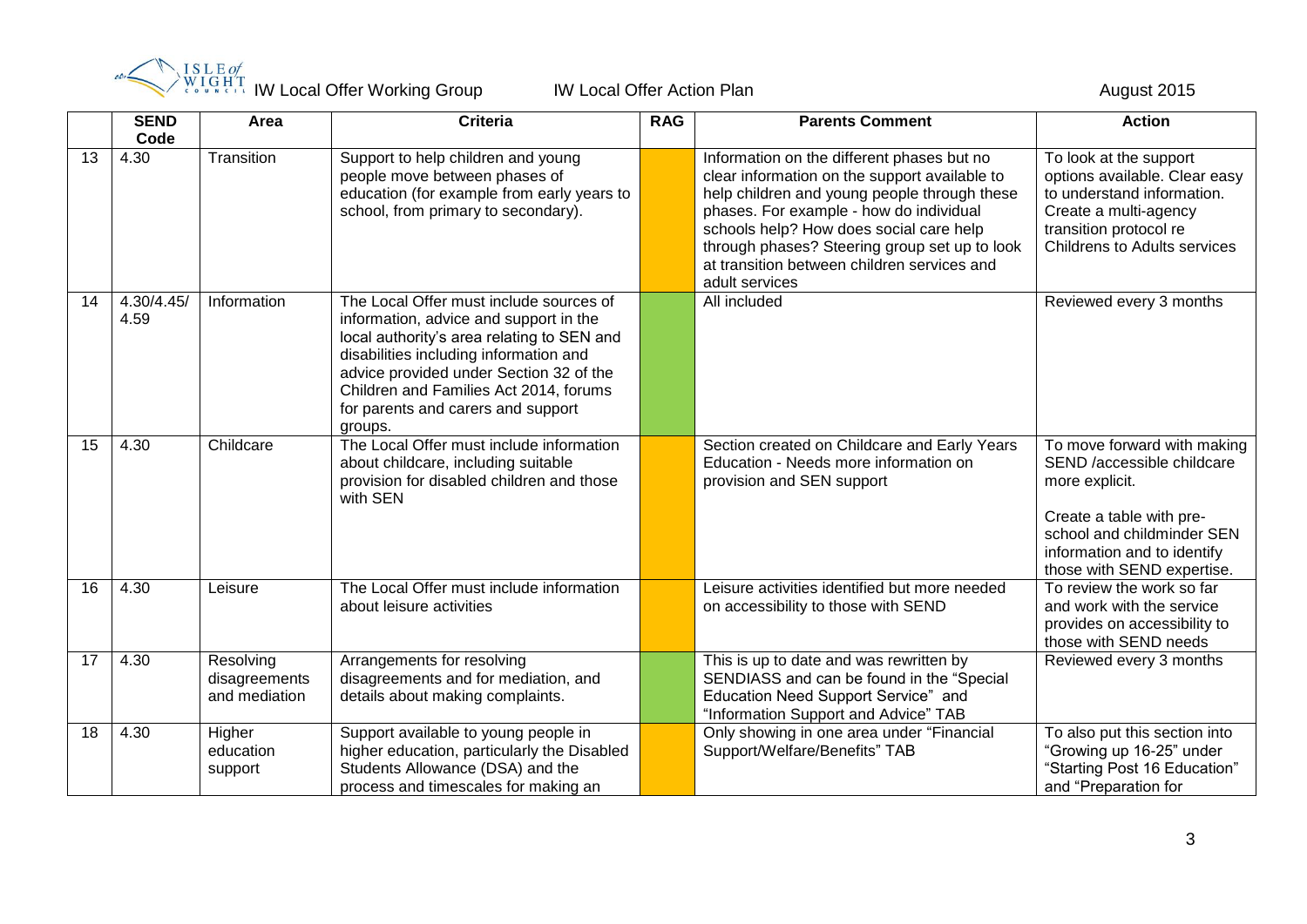| | SEND Code | Area | Criteria | RAG | Parents Comment | Action |
|---|---|---|---|---|---|---|
| 13 | 4.30 | Transition | Support to help children and young people move between phases of education (for example from early years to school, from primary to secondary). | | Information on the different phases but no clear information on the support available to help children and young people through these phases. For example - how do individual schools help? How does social care help through phases? Steering group set up to look at transition between children services and adult services | To look at the support options available. Clear easy to understand information. Create a multi-agency transition protocol re Childrens to Adults services |
| 14 | 4.30/4.45/ 4.59 | Information | The Local Offer must include sources of information, advice and support in the local authority's area relating to SEN and disabilities including information and advice provided under Section 32 of the Children and Families Act 2014, forums for parents and carers and support groups. | | All included | Reviewed every 3 months |
| 15 | 4.30 | Childcare | The Local Offer must include information about childcare, including suitable provision for disabled children and those with SEN | | Section created on Childcare and Early Years Education - Needs more information on provision and SEN support | To move forward with making SEND /accessible childcare more explicit. Create a table with pre-school and childminder SEN information and to identify those with SEND expertise. |
| 16 | 4.30 | Leisure | The Local Offer must include information about leisure activities | | Leisure activities identified but more needed on accessibility to those with SEND | To review the work so far and work with the service provides on accessibility to those with SEND needs |
| 17 | 4.30 | Resolving disagreements and mediation | Arrangements for resolving disagreements and for mediation, and details about making complaints. | | This is up to date and was rewritten by SENDIASS and can be found in the "Special Education Need Support Service" and "Information Support and Advice" TAB | Reviewed every 3 months |
| 18 | 4.30 | Higher education support | Support available to young people in higher education, particularly the Disabled Students Allowance (DSA) and the process and timescales for making an | | Only showing in one area under "Financial Support/Welfare/Benefits" TAB | To also put this section into "Growing up 16-25" under "Starting Post 16 Education" and "Preparation for |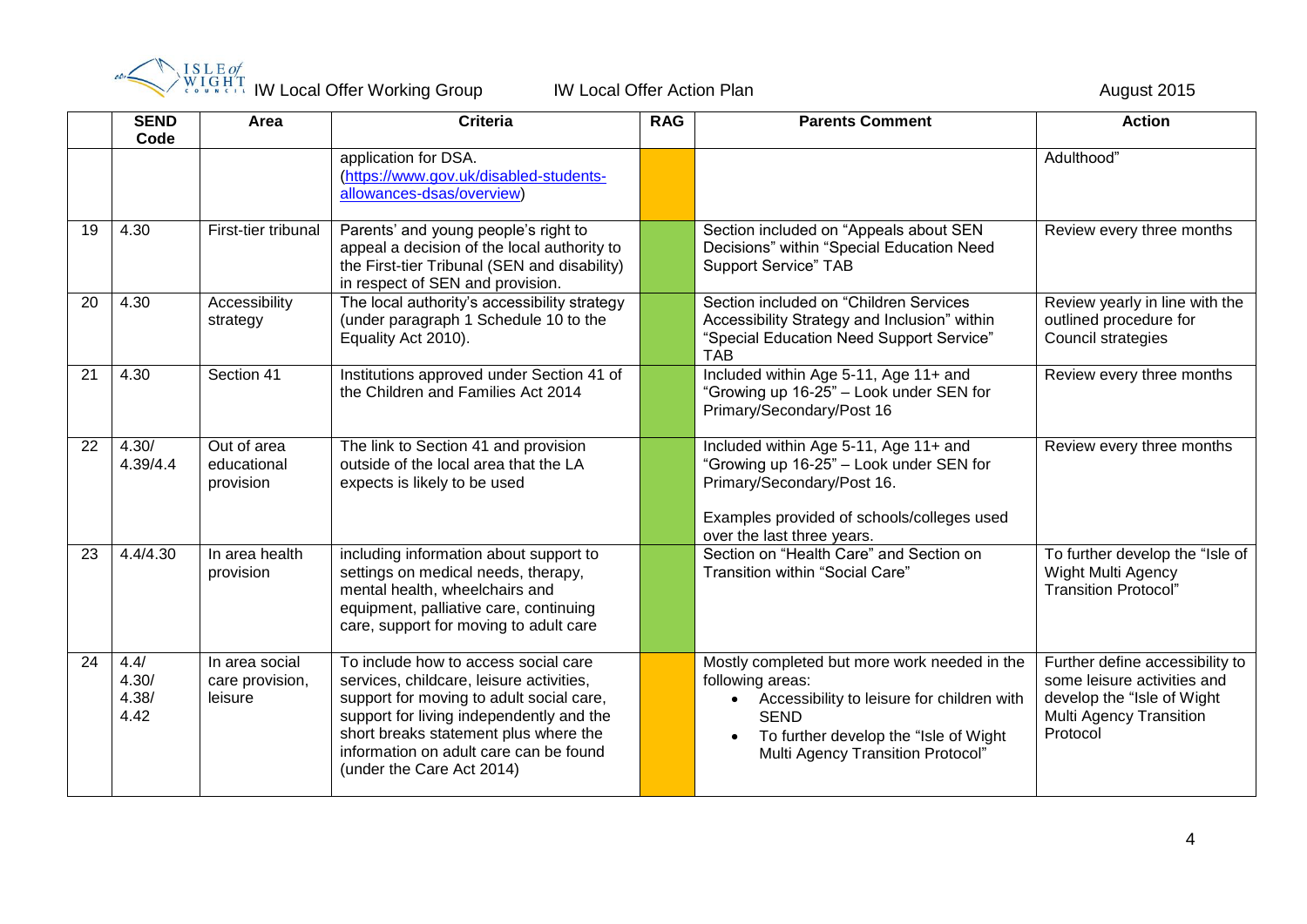| | SEND Code | Area | Criteria | RAG | Parents Comment | Action |
|---|---|---|---|---|---|---|
| | | | application for DSA. (https://www.gov.uk/disabled-students-allowances-dsas/overview) | | | Adulthood" |
| 19 | 4.30 | First-tier tribunal | Parents' and young people's right to appeal a decision of the local authority to the First-tier Tribunal (SEN and disability) in respect of SEN and provision. | | Section included on "Appeals about SEN Decisions" within "Special Education Need Support Service" TAB | Review every three months |
| 20 | 4.30 | Accessibility strategy | The local authority's accessibility strategy (under paragraph 1 Schedule 10 to the Equality Act 2010). | | Section included on "Children Services Accessibility Strategy and Inclusion" within "Special Education Need Support Service" TAB | Review yearly in line with the outlined procedure for Council strategies |
| 21 | 4.30 | Section 41 | Institutions approved under Section 41 of the Children and Families Act 2014 | | Included within Age 5-11, Age 11+ and "Growing up 16-25" – Look under SEN for Primary/Secondary/Post 16 | Review every three months |
| 22 | 4.30/ 4.39/4.4 | Out of area educational provision | The link to Section 41 and provision outside of the local area that the LA expects is likely to be used | | Included within Age 5-11, Age 11+ and "Growing up 16-25" – Look under SEN for Primary/Secondary/Post 16.<br><br>Examples provided of schools/colleges used over the last three years. | Review every three months |
| 23 | 4.4/4.30 | In area health provision | including information about support to settings on medical needs, therapy, mental health, wheelchairs and equipment, palliative care, continuing care, support for moving to adult care | | Section on "Health Care" and Section on Transition within "Social Care" | To further develop the "Isle of Wight Multi Agency Transition Protocol" |
| 24 | 4.4/ 4.30/ 4.38/ 4.42 | In area social care provision, leisure | To include how to access social care services, childcare, leisure activities, support for moving to adult social care, support for living independently and the short breaks statement plus where the information on adult care can be found (under the Care Act 2014) | | Mostly completed but more work needed in the following areas:<br>• Accessibility to leisure for children with SEND<br>• To further develop the "Isle of Wight Multi Agency Transition Protocol" | Further define accessibility to some leisure activities and develop the "Isle of Wight Multi Agency Transition Protocol |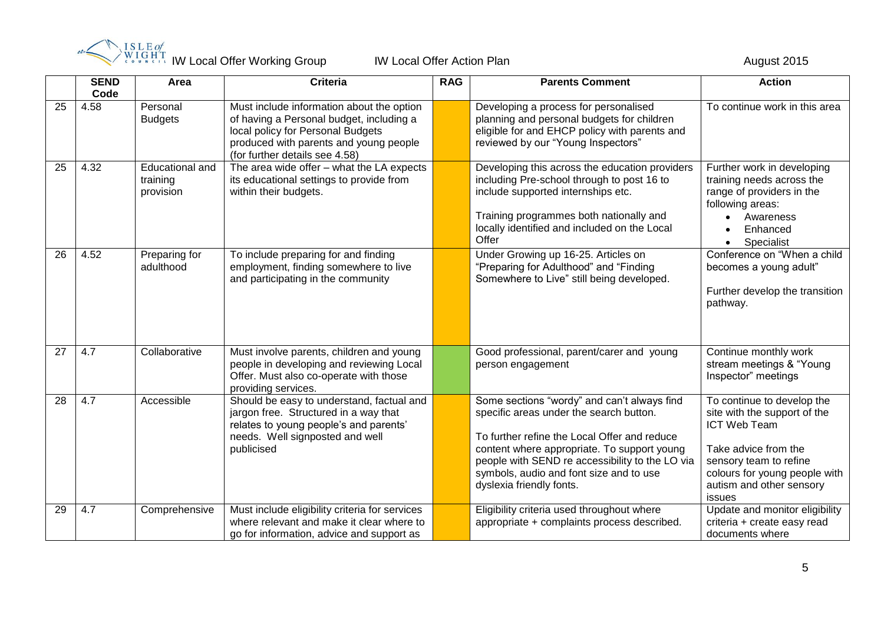| | SEND Code | Area | Criteria | RAG | Parents Comment | Action |
|---|---|---|---|---|---|---|
| 25 | 4.58 | Personal Budgets | Must include information about the option of having a Personal budget, including a local policy for Personal Budgets produced with parents and young people (for further details see 4.58) | | Developing a process for personalised planning and personal budgets for children eligible for and EHCP policy with parents and reviewed by our "Young Inspectors" | To continue work in this area |
| 25 | 4.32 | Educational and training provision | The area wide offer – what the LA expects its educational settings to provide from within their budgets. | | Developing this across the education providers including Pre-school through to post 16 to include supported internships etc.<br><br>Training programmes both nationally and locally identified and included on the Local Offer | Further work in developing training needs across the range of providers in the following areas:<br>• Awareness<br>• Enhanced<br>• Specialist |
| 26 | 4.52 | Preparing for adulthood | To include preparing for and finding employment, finding somewhere to live and participating in the community | | Under Growing up 16-25. Articles on "Preparing for Adulthood" and "Finding Somewhere to Live" still being developed. | Conference on "When a child becomes a young adult"<br><br>Further develop the transition pathway. |
| 27 | 4.7 | Collaborative | Must involve parents, children and young people in developing and reviewing Local Offer. Must also co-operate with those providing services. | | Good professional, parent/carer and young person engagement | Continue monthly work stream meetings & "Young Inspector" meetings |
| 28 | 4.7 | Accessible | Should be easy to understand, factual and jargon free. Structured in a way that relates to young people's and parents' needs. Well signposted and well publicised | | Some sections "wordy" and can't always find specific areas under the search button.<br><br>To further refine the Local Offer and reduce content where appropriate. To support young people with SEND re accessibility to the LO via symbols, audio and font size and to use dyslexia friendly fonts. | To continue to develop the site with the support of the ICT Web Team<br><br>Take advice from the sensory team to refine colours for young people with autism and other sensory issues |
| 29 | 4.7 | Comprehensive | Must include eligibility criteria for services where relevant and make it clear where to go for information, advice and support as | | Eligibility criteria used throughout where appropriate + complaints process described. | Update and monitor eligibility criteria + create easy read documents where |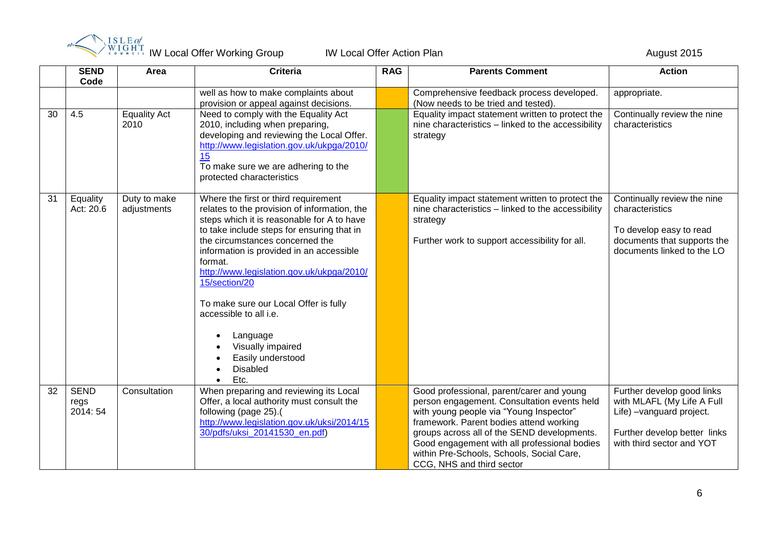| | SEND Code | Area | Criteria | RAG | Parents Comment | Action |
|---|---|---|---|---|---|---|
| | | | well as how to make complaints about provision or appeal against decisions. | | Comprehensive feedback process developed. (Now needs to be tried and tested). | appropriate. |
| 30 | 4.5 | Equality Act 2010 | Need to comply with the Equality Act 2010, including when preparing, developing and reviewing the Local Offer. http://www.legislation.gov.uk/ukpga/2010/15 To make sure we are adhering to the protected characteristics | | Equality impact statement written to protect the nine characteristics – linked to the accessibility strategy | Continually review the nine characteristics |
| 31 | Equality Act: 20.6 | Duty to make adjustments | Where the first or third requirement relates to the provision of information, the steps which it is reasonable for A to have to take include steps for ensuring that in the circumstances concerned the information is provided in an accessible format. http://www.legislation.gov.uk/ukpga/2010/15/section/20<br><br>To make sure our Local Offer is fully accessible to all i.e.<br>• Language<br>• Visually impaired<br>• Easily understood<br>• Disabled<br>• Etc. | | Equality impact statement written to protect the nine characteristics – linked to the accessibility strategy<br><br>Further work to support accessibility for all. | Continually review the nine characteristics<br><br>To develop easy to read documents that supports the documents linked to the LO |
| 32 | SEND regs 2014: 54 | Consultation | When preparing and reviewing its Local Offer, a local authority must consult the following (page 25).( http://www.legislation.gov.uk/uksi/2014/1530/pdfs/uksi_20141530_en.pdf) | | Good professional, parent/carer and young person engagement. Consultation events held with young people via "Young Inspector" framework. Parent bodies attend working groups across all of the SEND developments. Good engagement with all professional bodies within Pre-Schools, Schools, Social Care, CCG, NHS and third sector | Further develop good links with MLAFL (My Life A Full Life) –vanguard project.<br><br>Further develop better links with third sector and YOT |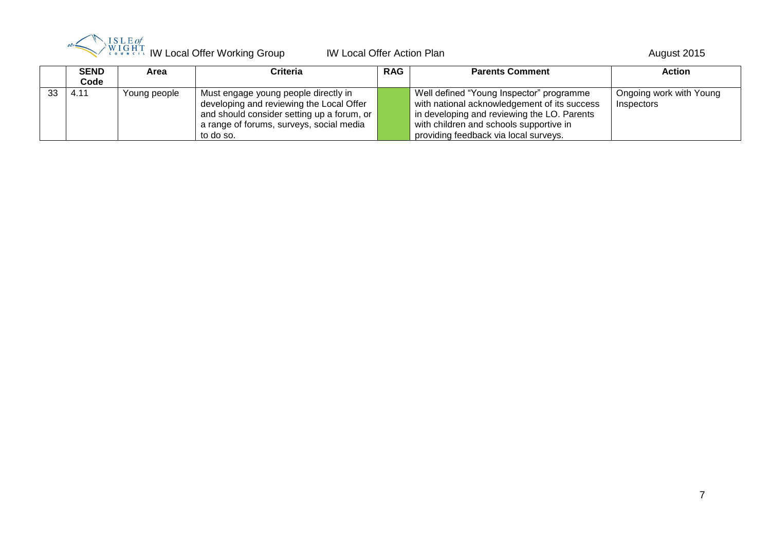| | SEND Code | Area | Criteria | RAG | Parents Comment | Action |
|---|---|---|---|---|---|---|
| 33 | 4.11 | Young people | Must engage young people directly in developing and reviewing the Local Offer and should consider setting up a forum, or a range of forums, surveys, social media to do so. | | Well defined "Young Inspector" programme with national acknowledgement of its success in developing and reviewing the LO. Parents with children and schools supportive in providing feedback via local surveys. | Ongoing work with Young Inspectors |